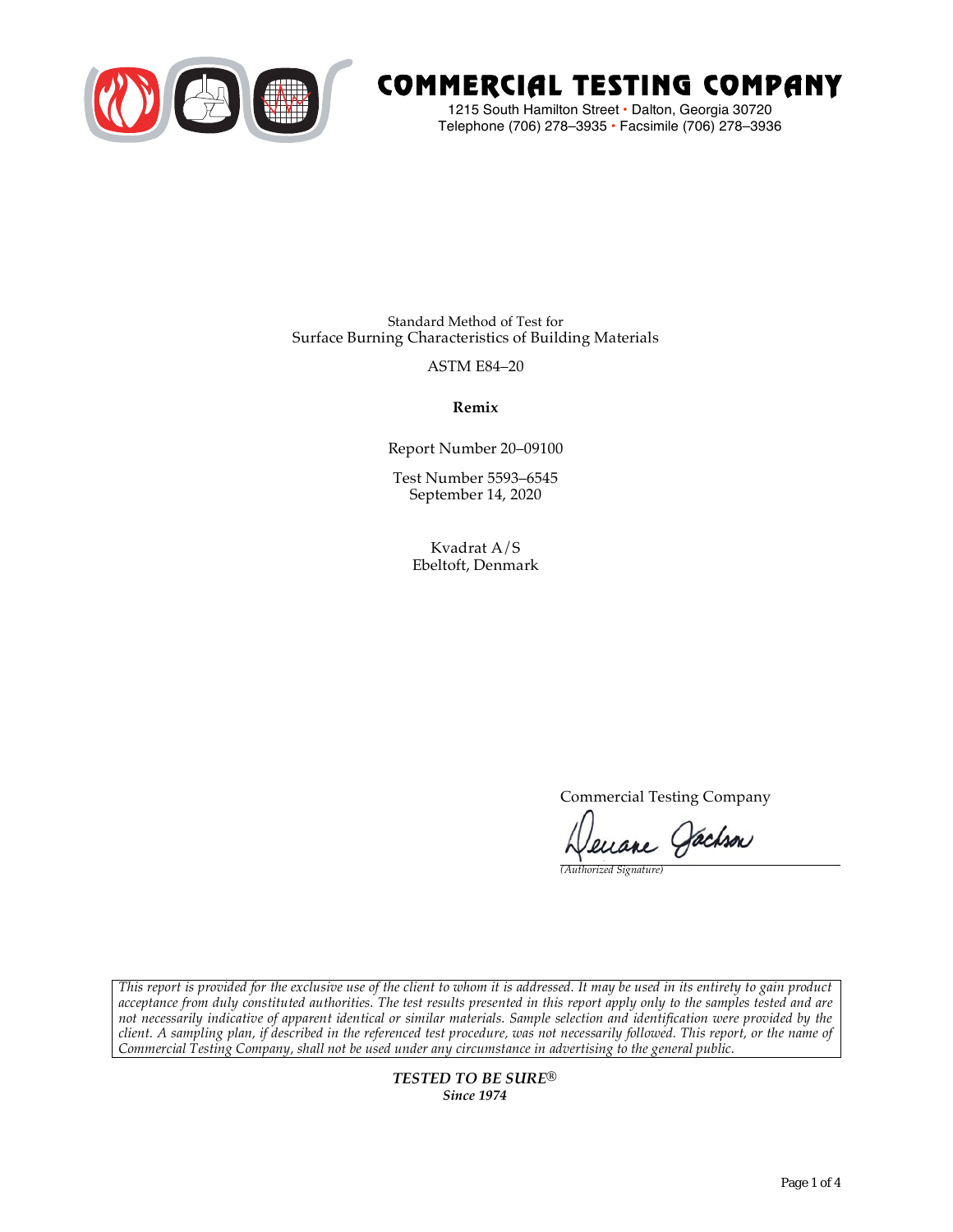# COMMERCIAL TESTING COMPANY

1215 South Hamilton Street • Dalton, Georgia 30720
Telephone (706) 278–3935 • Facsimile (706) 278–3936

Standard Method of Test for
Surface Burning Characteristics of Building Materials

ASTM E84–20

**Remix**

Report Number 20–09100

Test Number 5593–6545
September 14, 2020

Kvadrat A/S
Ebeltoft, Denmark

Commercial Testing Company

Deuane Jackson
*(Authorized Signature)*

*This report is provided for the exclusive use of the client to whom it is addressed. It may be used in its entirety to gain product acceptance from duly constituted authorities. The test results presented in this report apply only to the samples tested and are not necessarily indicative of apparent identical or similar materials. Sample selection and identification were provided by the client. A sampling plan, if described in the referenced test procedure, was not necessarily followed. This report, or the name of Commercial Testing Company, shall not be used under any circumstance in advertising to the general public.*

***TESTED TO BE SURE®***
***Since 1974***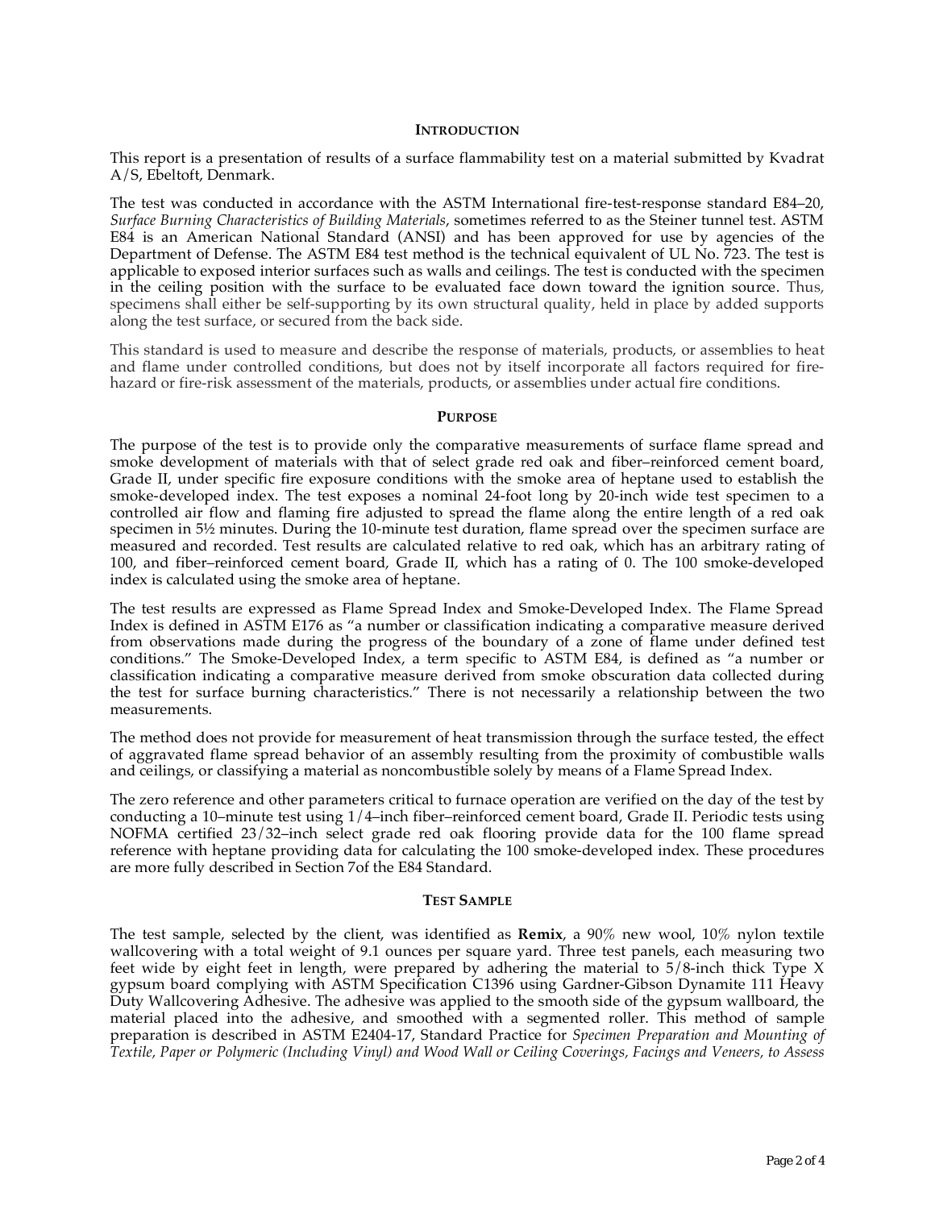## INTRODUCTION

This report is a presentation of results of a surface flammability test on a material submitted by Kvadrat A/S, Ebeltoft, Denmark.

The test was conducted in accordance with the ASTM International fire-test-response standard E84–20, *Surface Burning Characteristics of Building Materials*, sometimes referred to as the Steiner tunnel test. ASTM E84 is an American National Standard (ANSI) and has been approved for use by agencies of the Department of Defense. The ASTM E84 test method is the technical equivalent of UL No. 723. The test is applicable to exposed interior surfaces such as walls and ceilings. The test is conducted with the specimen in the ceiling position with the surface to be evaluated face down toward the ignition source. Thus, specimens shall either be self-supporting by its own structural quality, held in place by added supports along the test surface, or secured from the back side.

This standard is used to measure and describe the response of materials, products, or assemblies to heat and flame under controlled conditions, but does not by itself incorporate all factors required for fire-hazard or fire-risk assessment of the materials, products, or assemblies under actual fire conditions.

## PURPOSE

The purpose of the test is to provide only the comparative measurements of surface flame spread and smoke development of materials with that of select grade red oak and fiber–reinforced cement board, Grade II, under specific fire exposure conditions with the smoke area of heptane used to establish the smoke-developed index. The test exposes a nominal 24-foot long by 20-inch wide test specimen to a controlled air flow and flaming fire adjusted to spread the flame along the entire length of a red oak specimen in 5½ minutes. During the 10-minute test duration, flame spread over the specimen surface are measured and recorded. Test results are calculated relative to red oak, which has an arbitrary rating of 100, and fiber–reinforced cement board, Grade II, which has a rating of 0. The 100 smoke-developed index is calculated using the smoke area of heptane.

The test results are expressed as Flame Spread Index and Smoke-Developed Index. The Flame Spread Index is defined in ASTM E176 as "a number or classification indicating a comparative measure derived from observations made during the progress of the boundary of a zone of flame under defined test conditions." The Smoke-Developed Index, a term specific to ASTM E84, is defined as "a number or classification indicating a comparative measure derived from smoke obscuration data collected during the test for surface burning characteristics." There is not necessarily a relationship between the two measurements.

The method does not provide for measurement of heat transmission through the surface tested, the effect of aggravated flame spread behavior of an assembly resulting from the proximity of combustible walls and ceilings, or classifying a material as noncombustible solely by means of a Flame Spread Index.

The zero reference and other parameters critical to furnace operation are verified on the day of the test by conducting a 10–minute test using 1/4–inch fiber–reinforced cement board, Grade II. Periodic tests using NOFMA certified 23/32–inch select grade red oak flooring provide data for the 100 flame spread reference with heptane providing data for calculating the 100 smoke-developed index. These procedures are more fully described in Section 7of the E84 Standard.

## TEST SAMPLE

The test sample, selected by the client, was identified as **Remix**, a 90% new wool, 10% nylon textile wallcovering with a total weight of 9.1 ounces per square yard. Three test panels, each measuring two feet wide by eight feet in length, were prepared by adhering the material to 5/8-inch thick Type X gypsum board complying with ASTM Specification C1396 using Gardner-Gibson Dynamite 111 Heavy Duty Wallcovering Adhesive. The adhesive was applied to the smooth side of the gypsum wallboard, the material placed into the adhesive, and smoothed with a segmented roller. This method of sample preparation is described in ASTM E2404-17, Standard Practice for *Specimen Preparation and Mounting of Textile, Paper or Polymeric (Including Vinyl) and Wood Wall or Ceiling Coverings, Facings and Veneers, to Assess*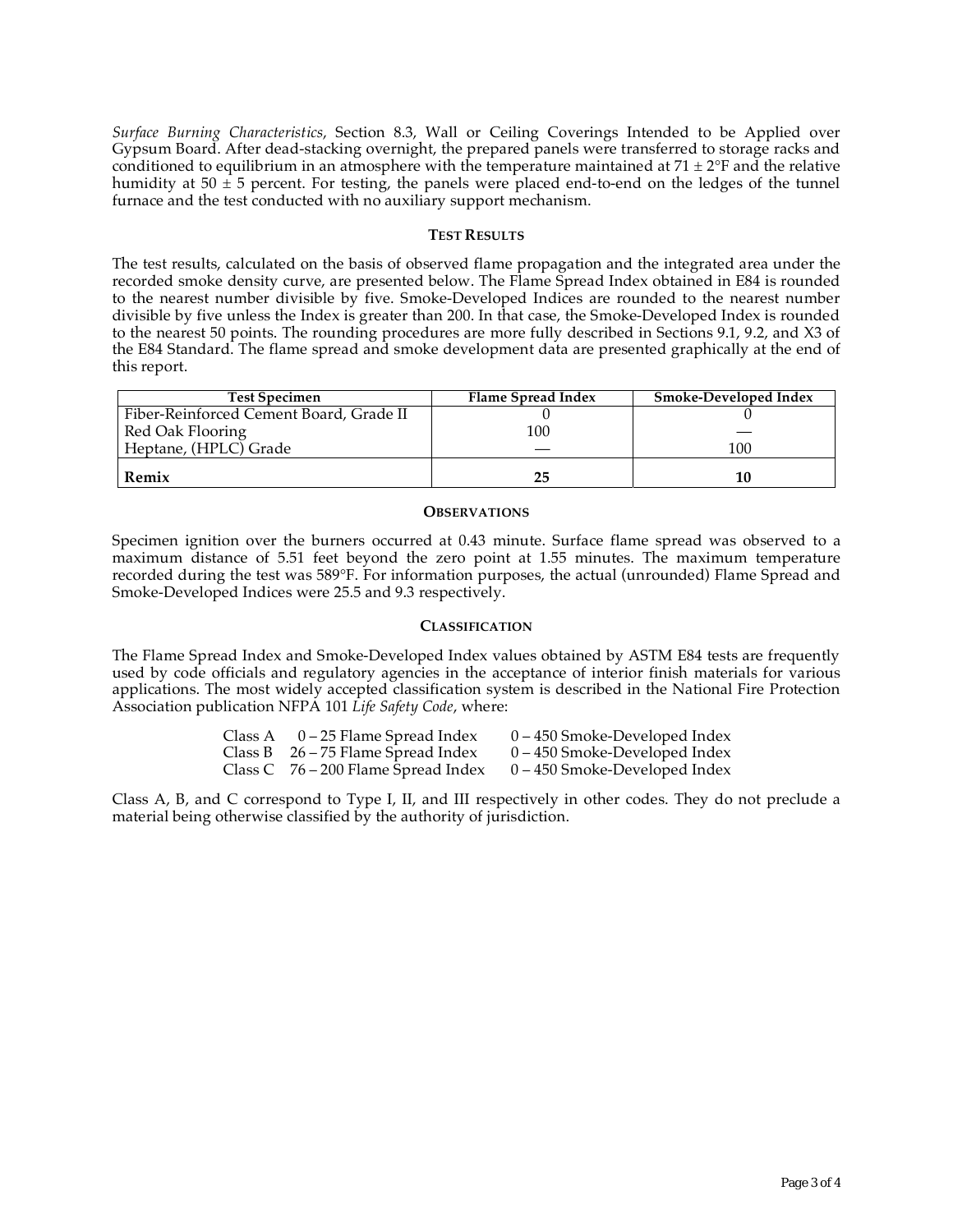*Surface Burning Characteristics*, Section 8.3, Wall or Ceiling Coverings Intended to be Applied over Gypsum Board. After dead-stacking overnight, the prepared panels were transferred to storage racks and conditioned to equilibrium in an atmosphere with the temperature maintained at 71 ± 2°F and the relative humidity at 50 ± 5 percent. For testing, the panels were placed end-to-end on the ledges of the tunnel furnace and the test conducted with no auxiliary support mechanism.

### TEST RESULTS

The test results, calculated on the basis of observed flame propagation and the integrated area under the recorded smoke density curve, are presented below. The Flame Spread Index obtained in E84 is rounded to the nearest number divisible by five. Smoke-Developed Indices are rounded to the nearest number divisible by five unless the Index is greater than 200. In that case, the Smoke-Developed Index is rounded to the nearest 50 points. The rounding procedures are more fully described in Sections 9.1, 9.2, and X3 of the E84 Standard. The flame spread and smoke development data are presented graphically at the end of this report.

| Test Specimen | Flame Spread Index | Smoke-Developed Index |
|---|---|---|
| Fiber-Reinforced Cement Board, Grade II | 0 | 0 |
| Red Oak Flooring | 100 | — |
| Heptane, (HPLC) Grade | — | 100 |
| **Remix** | **25** | **10** |

### OBSERVATIONS

Specimen ignition over the burners occurred at 0.43 minute. Surface flame spread was observed to a maximum distance of 5.51 feet beyond the zero point at 1.55 minutes. The maximum temperature recorded during the test was 589°F. For information purposes, the actual (unrounded) Flame Spread and Smoke-Developed Indices were 25.5 and 9.3 respectively.

### CLASSIFICATION

The Flame Spread Index and Smoke-Developed Index values obtained by ASTM E84 tests are frequently used by code officials and regulatory agencies in the acceptance of interior finish materials for various applications. The most widely accepted classification system is described in the National Fire Protection Association publication NFPA 101 *Life Safety Code*, where:

| | | |
|---|---|---|
| Class A | 0 – 25 Flame Spread Index | 0 – 450 Smoke-Developed Index |
| Class B | 26 – 75 Flame Spread Index | 0 – 450 Smoke-Developed Index |
| Class C | 76 – 200 Flame Spread Index | 0 – 450 Smoke-Developed Index |

Class A, B, and C correspond to Type I, II, and III respectively in other codes. They do not preclude a material being otherwise classified by the authority of jurisdiction.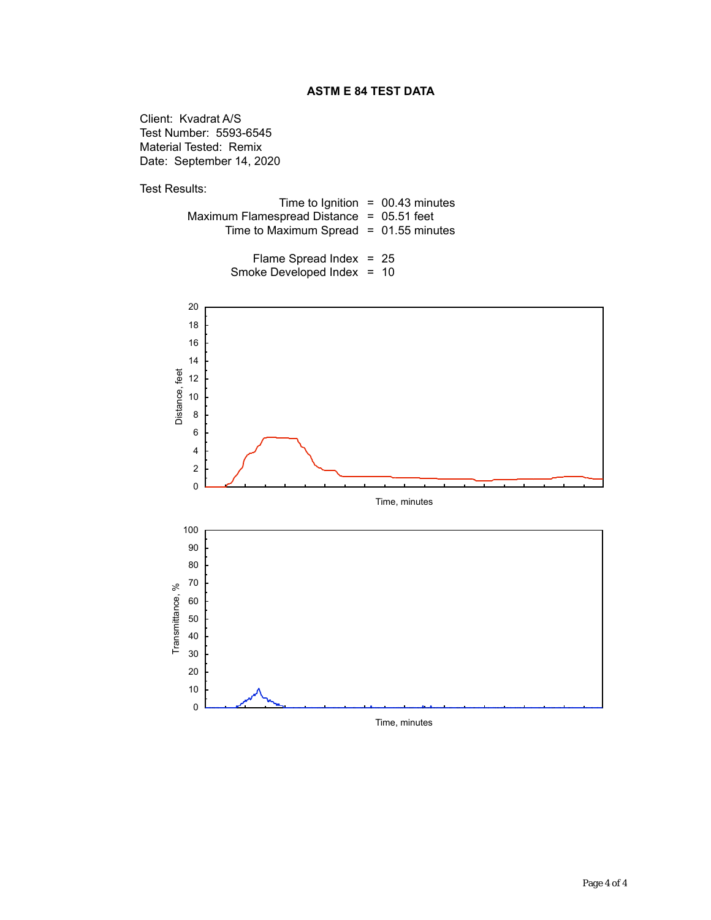# ASTM E 84 TEST DATA

Client: Kvadrat A/S
Test Number: 5593-6545
Material Tested: Remix
Date: September 14, 2020

Test Results:

Time to Ignition = 00.43 minutes
Maximum Flamespread Distance = 05.51 feet
Time to Maximum Spread = 01.55 minutes

Flame Spread Index = 25
Smoke Developed Index = 10

Distance, feet
20
18
16
14
12
10
8
6
4
2
0

Time, minutes

Transmittance, %
100
90
80
70
60
50
40
30
20
10
0

Time, minutes